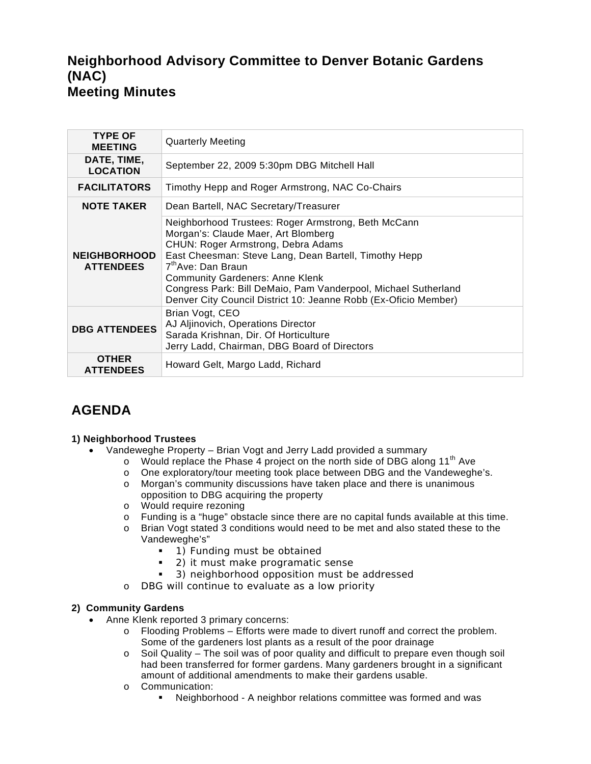# Neighborhood Advisory Committee to Denver Botanic Gardens (NAC)
# Meeting Minutes

| | |
|---|---|
| **TYPE OF MEETING** | Quarterly Meeting |
| **DATE, TIME, LOCATION** | September 22, 2009 5:30pm DBG Mitchell Hall |
| **FACILITATORS** | Timothy Hepp and Roger Armstrong, NAC Co-Chairs |
| **NOTE TAKER** | Dean Bartell, NAC Secretary/Treasurer |
| **NEIGHBORHOOD ATTENDEES** | Neighborhood Trustees: Roger Armstrong, Beth McCann<br>Morgan's: Claude Maer, Art Blomberg<br>CHUN: Roger Armstrong, Debra Adams<br>East Cheesman: Steve Lang, Dean Bartell, Timothy Hepp<br>7th Ave: Dan Braun<br>Community Gardeners: Anne Klenk<br>Congress Park: Bill DeMaio, Pam Vanderpool, Michael Sutherland<br>Denver City Council District 10: Jeanne Robb (Ex-Oficio Member) |
| **DBG ATTENDEES** | Brian Vogt, CEO<br>AJ Aljinovich, Operations Director<br>Sarada Krishnan, Dir. Of Horticulture<br>Jerry Ladd, Chairman, DBG Board of Directors |
| **OTHER ATTENDEES** | Howard Gelt, Margo Ladd, Richard |

## AGENDA

**1) Neighborhood Trustees**

- Vandeweghe Property – Brian Vogt and Jerry Ladd provided a summary
  - Would replace the Phase 4 project on the north side of DBG along 11th Ave
  - One exploratory/tour meeting took place between DBG and the Vandeweghe's.
  - Morgan's community discussions have taken place and there is unanimous opposition to DBG acquiring the property
  - Would require rezoning
  - Funding is a "huge" obstacle since there are no capital funds available at this time.
  - Brian Vogt stated 3 conditions would need to be met and also stated these to the Vandeweghe's"
    - 1) Funding must be obtained
    - 2) it must make programatic sense
    - 3) neighborhood opposition must be addressed
  - DBG will continue to evaluate as a low priority

**2) Community Gardens**

- Anne Klenk reported 3 primary concerns:
  - Flooding Problems – Efforts were made to divert runoff and correct the problem. Some of the gardeners lost plants as a result of the poor drainage
  - Soil Quality – The soil was of poor quality and difficult to prepare even though soil had been transferred for former gardens. Many gardeners brought in a significant amount of additional amendments to make their gardens usable.
  - Communication:
    - Neighborhood - A neighbor relations committee was formed and was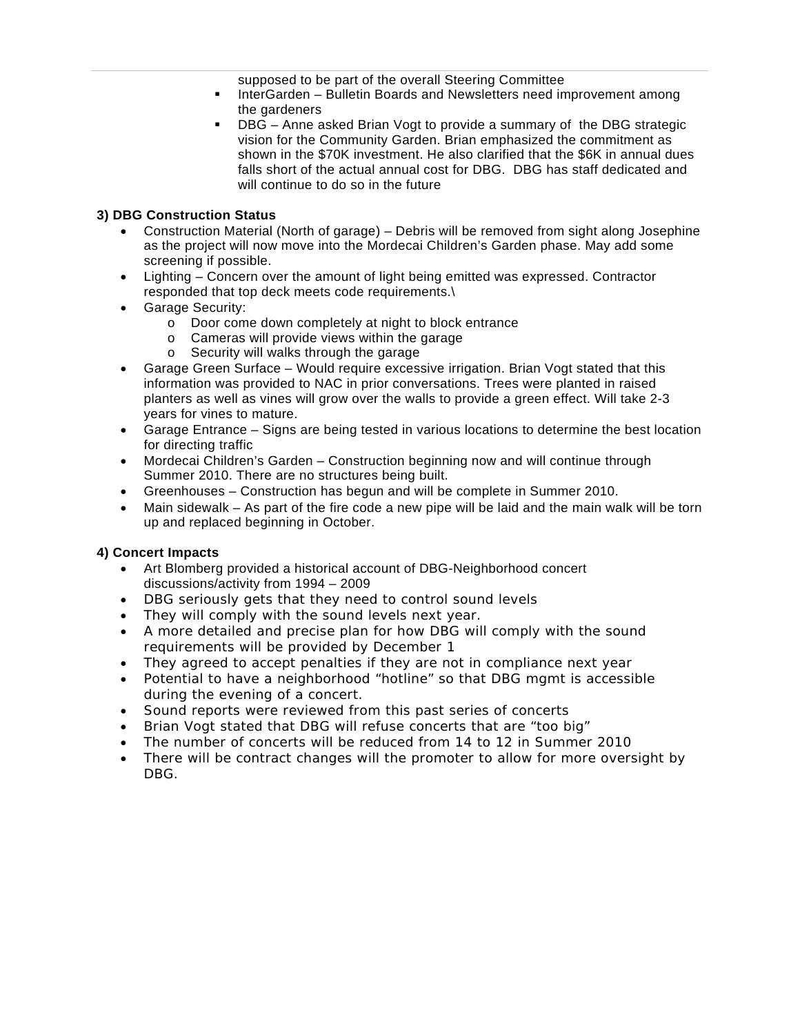supposed to be part of the overall Steering Committee

- InterGarden – Bulletin Boards and Newsletters need improvement among the gardeners
- DBG – Anne asked Brian Vogt to provide a summary of the DBG strategic vision for the Community Garden. Brian emphasized the commitment as shown in the $70K investment. He also clarified that the $6K in annual dues falls short of the actual annual cost for DBG. DBG has staff dedicated and will continue to do so in the future

**3) DBG Construction Status**

- Construction Material (North of garage) – Debris will be removed from sight along Josephine as the project will now move into the Mordecai Children's Garden phase. May add some screening if possible.
- Lighting – Concern over the amount of light being emitted was expressed. Contractor responded that top deck meets code requirements.\
- Garage Security:
  - Door come down completely at night to block entrance
  - Cameras will provide views within the garage
  - Security will walks through the garage
- Garage Green Surface – Would require excessive irrigation. Brian Vogt stated that this information was provided to NAC in prior conversations. Trees were planted in raised planters as well as vines will grow over the walls to provide a green effect. Will take 2-3 years for vines to mature.
- Garage Entrance – Signs are being tested in various locations to determine the best location for directing traffic
- Mordecai Children's Garden – Construction beginning now and will continue through Summer 2010. There are no structures being built.
- Greenhouses – Construction has begun and will be complete in Summer 2010.
- Main sidewalk – As part of the fire code a new pipe will be laid and the main walk will be torn up and replaced beginning in October.

**4) Concert Impacts**

- Art Blomberg provided a historical account of DBG-Neighborhood concert discussions/activity from 1994 – 2009
- DBG seriously gets that they need to control sound levels
- They will comply with the sound levels next year.
- A more detailed and precise plan for how DBG will comply with the sound requirements will be provided by December 1
- They agreed to accept penalties if they are not in compliance next year
- Potential to have a neighborhood "hotline" so that DBG mgmt is accessible during the evening of a concert.
- Sound reports were reviewed from this past series of concerts
- Brian Vogt stated that DBG will refuse concerts that are "too big"
- The number of concerts will be reduced from 14 to 12 in Summer 2010
- There will be contract changes will the promoter to allow for more oversight by DBG.